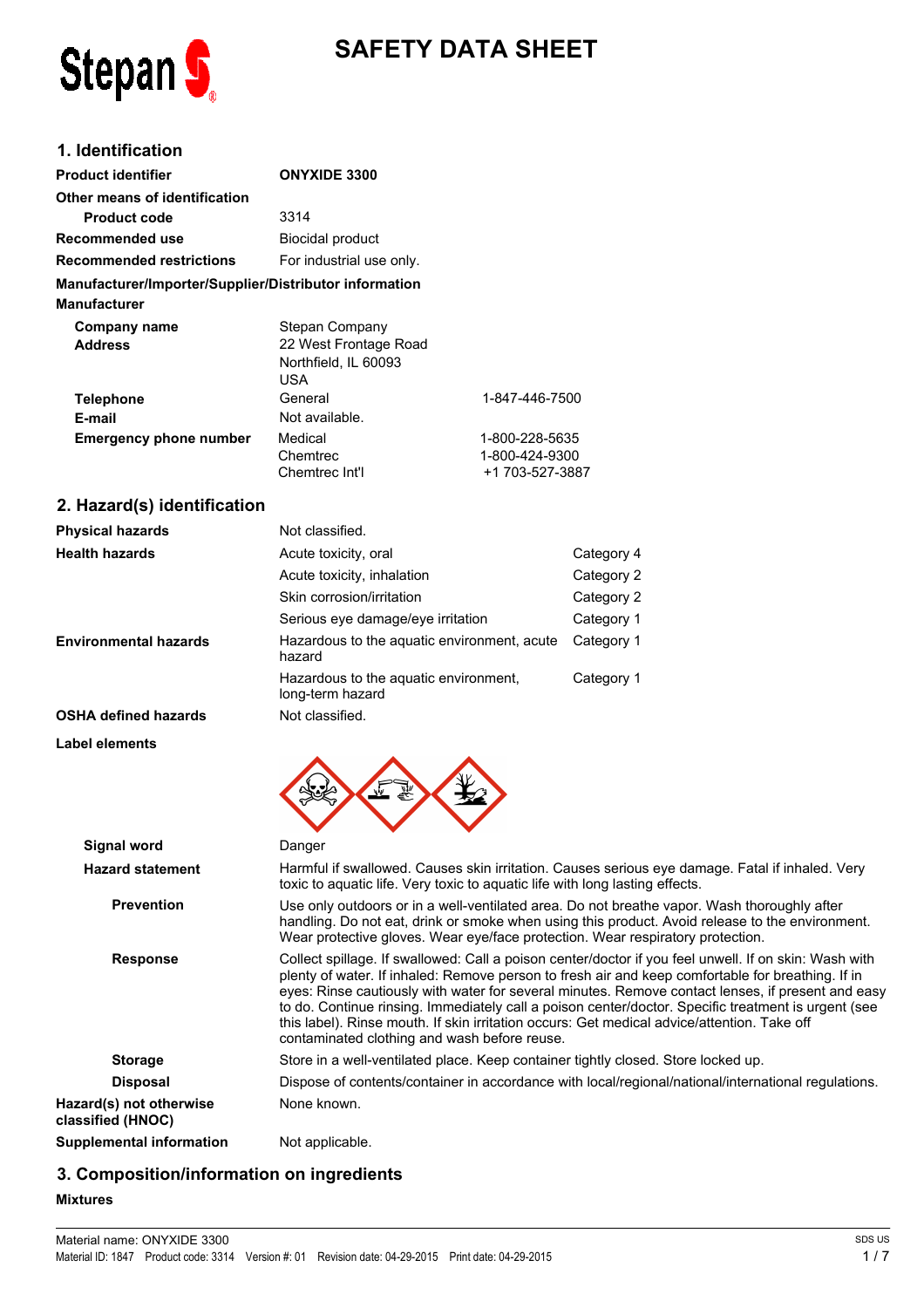# SAFETY DATA SHEET

## 1. Identification

| | | |
|---|---|---|
| **Product identifier** | **ONYXIDE 3300** | |
| **Other means of identification** | | |
| **Product code** | 3314 | |
| **Recommended use** | Biocidal product | |
| **Recommended restrictions** | For industrial use only. | |
| **Manufacturer/Importer/Supplier/Distributor information** | | |
| **Manufacturer** | | |
| **Company name** | Stepan Company | |
| **Address** | 22 West Frontage Road<br>Northfield, IL 60093<br>USA | |
| **Telephone** | General | 1-847-446-7500 |
| **E-mail** | Not available. | |
| **Emergency phone number** | Medical | 1-800-228-5635 |
| | Chemtrec | 1-800-424-9300 |
| | Chemtrec Int'l | +1 703-527-3887 |

## 2. Hazard(s) identification

| | | |
|---|---|---|
| **Physical hazards** | Not classified. | |
| **Health hazards** | Acute toxicity, oral | Category 4 |
| | Acute toxicity, inhalation | Category 2 |
| | Skin corrosion/irritation | Category 2 |
| | Serious eye damage/eye irritation | Category 1 |
| **Environmental hazards** | Hazardous to the aquatic environment, acute hazard | Category 1 |
| | Hazardous to the aquatic environment, long-term hazard | Category 1 |
| **OSHA defined hazards** | Not classified. | |

**Label elements**

**Signal word** Danger

**Hazard statement** Harmful if swallowed. Causes skin irritation. Causes serious eye damage. Fatal if inhaled. Very toxic to aquatic life. Very toxic to aquatic life with long lasting effects.

**Prevention** Use only outdoors or in a well-ventilated area. Do not breathe vapor. Wash thoroughly after handling. Do not eat, drink or smoke when using this product. Avoid release to the environment. Wear protective gloves. Wear eye/face protection. Wear respiratory protection.

**Response** Collect spillage. If swallowed: Call a poison center/doctor if you feel unwell. If on skin: Wash with plenty of water. If inhaled: Remove person to fresh air and keep comfortable for breathing. If in eyes: Rinse cautiously with water for several minutes. Remove contact lenses, if present and easy to do. Continue rinsing. Immediately call a poison center/doctor. Specific treatment is urgent (see this label). Rinse mouth. If skin irritation occurs: Get medical advice/attention. Take off contaminated clothing and wash before reuse.

**Storage** Store in a well-ventilated place. Keep container tightly closed. Store locked up.

**Disposal** Dispose of contents/container in accordance with local/regional/national/international regulations.

**Hazard(s) not otherwise classified (HNOC)** None known.

**Supplemental information** Not applicable.

## 3. Composition/information on ingredients

**Mixtures**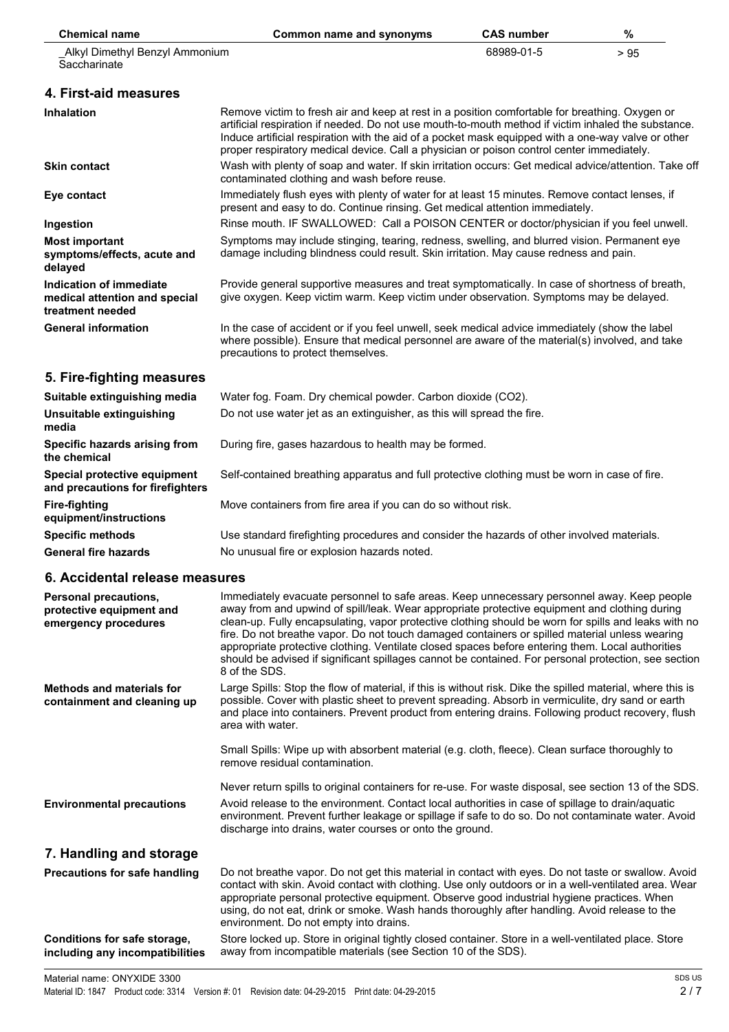| Chemical name | Common name and synonyms | CAS number | % |
|---|---|---|---|
| _Alkyl Dimethyl Benzyl Ammonium Saccharinate | | 68989-01-5 | > 95 |

## 4. First-aid measures

**Inhalation**
Remove victim to fresh air and keep at rest in a position comfortable for breathing. Oxygen or artificial respiration if needed. Do not use mouth-to-mouth method if victim inhaled the substance. Induce artificial respiration with the aid of a pocket mask equipped with a one-way valve or other proper respiratory medical device. Call a physician or poison control center immediately.

**Skin contact**
Wash with plenty of soap and water. If skin irritation occurs: Get medical advice/attention. Take off contaminated clothing and wash before reuse.

**Eye contact**
Immediately flush eyes with plenty of water for at least 15 minutes. Remove contact lenses, if present and easy to do. Continue rinsing. Get medical attention immediately.

**Ingestion**
Rinse mouth. IF SWALLOWED: Call a POISON CENTER or doctor/physician if you feel unwell.

**Most important symptoms/effects, acute and delayed**
Symptoms may include stinging, tearing, redness, swelling, and blurred vision. Permanent eye damage including blindness could result. Skin irritation. May cause redness and pain.

**Indication of immediate medical attention and special treatment needed**
Provide general supportive measures and treat symptomatically. In case of shortness of breath, give oxygen. Keep victim warm. Keep victim under observation. Symptoms may be delayed.

**General information**
In the case of accident or if you feel unwell, seek medical advice immediately (show the label where possible). Ensure that medical personnel are aware of the material(s) involved, and take precautions to protect themselves.

## 5. Fire-fighting measures

**Suitable extinguishing media**
Water fog. Foam. Dry chemical powder. Carbon dioxide ($CO_2$).

**Unsuitable extinguishing media**
Do not use water jet as an extinguisher, as this will spread the fire.

**Specific hazards arising from the chemical**
During fire, gases hazardous to health may be formed.

**Special protective equipment and precautions for firefighters**
Self-contained breathing apparatus and full protective clothing must be worn in case of fire.

**Fire-fighting equipment/instructions**
Move containers from fire area if you can do so without risk.

**Specific methods**
Use standard firefighting procedures and consider the hazards of other involved materials.

**General fire hazards**
No unusual fire or explosion hazards noted.

## 6. Accidental release measures

**Personal precautions, protective equipment and emergency procedures**
Immediately evacuate personnel to safe areas. Keep unnecessary personnel away. Keep people away from and upwind of spill/leak. Wear appropriate protective equipment and clothing during clean-up. Fully encapsulating, vapor protective clothing should be worn for spills and leaks with no fire. Do not breathe vapor. Do not touch damaged containers or spilled material unless wearing appropriate protective clothing. Ventilate closed spaces before entering them. Local authorities should be advised if significant spillages cannot be contained. For personal protection, see section 8 of the SDS.

**Methods and materials for containment and cleaning up**
Large Spills: Stop the flow of material, if this is without risk. Dike the spilled material, where this is possible. Cover with plastic sheet to prevent spreading. Absorb in vermiculite, dry sand or earth and place into containers. Prevent product from entering drains. Following product recovery, flush area with water.

Small Spills: Wipe up with absorbent material (e.g. cloth, fleece). Clean surface thoroughly to remove residual contamination.

Never return spills to original containers for re-use. For waste disposal, see section 13 of the SDS.

**Environmental precautions**
Avoid release to the environment. Contact local authorities in case of spillage to drain/aquatic environment. Prevent further leakage or spillage if safe to do so. Do not contaminate water. Avoid discharge into drains, water courses or onto the ground.

## 7. Handling and storage

**Precautions for safe handling**
Do not breathe vapor. Do not get this material in contact with eyes. Do not taste or swallow. Avoid contact with skin. Avoid contact with clothing. Use only outdoors or in a well-ventilated area. Wear appropriate personal protective equipment. Observe good industrial hygiene practices. When using, do not eat, drink or smoke. Wash hands thoroughly after handling. Avoid release to the environment. Do not empty into drains.

**Conditions for safe storage, including any incompatibilities**
Store locked up. Store in original tightly closed container. Store in a well-ventilated place. Store away from incompatible materials (see Section 10 of the SDS).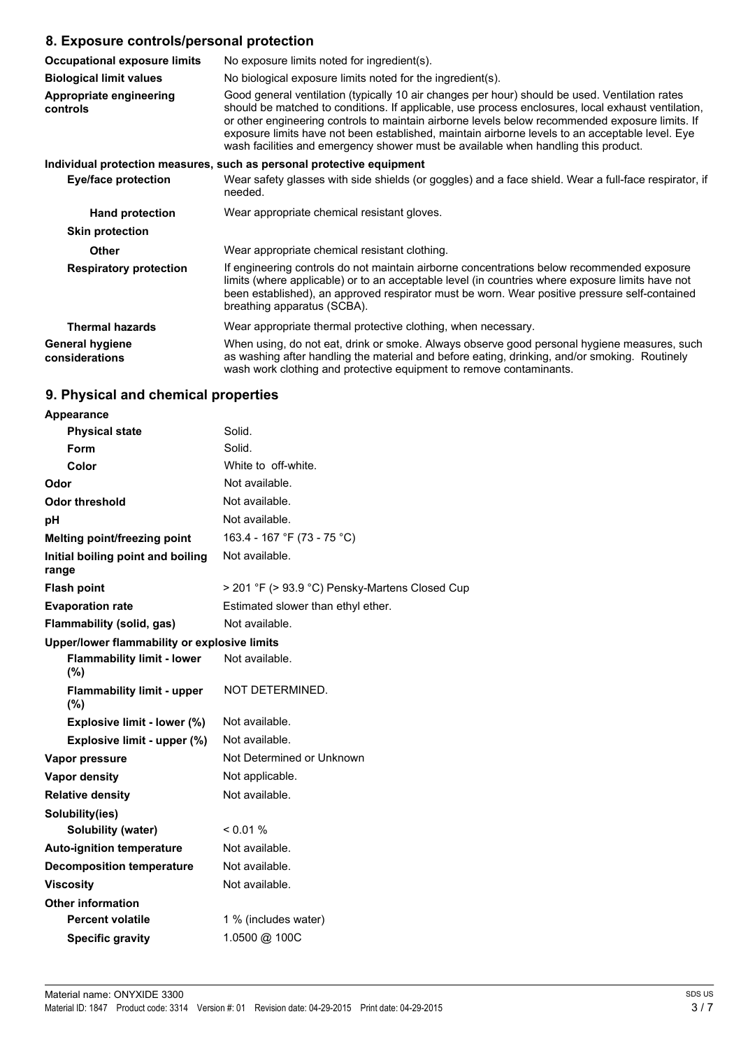## 8. Exposure controls/personal protection

| | |
|---|---|
| **Occupational exposure limits** | No exposure limits noted for ingredient(s). |
| **Biological limit values** | No biological exposure limits noted for the ingredient(s). |
| **Appropriate engineering controls** | Good general ventilation (typically 10 air changes per hour) should be used. Ventilation rates should be matched to conditions. If applicable, use process enclosures, local exhaust ventilation, or other engineering controls to maintain airborne levels below recommended exposure limits. If exposure limits have not been established, maintain airborne levels to an acceptable level. Eye wash facilities and emergency shower must be available when handling this product. |

**Individual protection measures, such as personal protective equipment**

| | |
|---|---|
| **Eye/face protection** | Wear safety glasses with side shields (or goggles) and a face shield. Wear a full-face respirator, if needed. |
| **Hand protection** | Wear appropriate chemical resistant gloves. |
| **Skin protection** | |
| **Other** | Wear appropriate chemical resistant clothing. |
| **Respiratory protection** | If engineering controls do not maintain airborne concentrations below recommended exposure limits (where applicable) or to an acceptable level (in countries where exposure limits have not been established), an approved respirator must be worn. Wear positive pressure self-contained breathing apparatus (SCBA). |
| **Thermal hazards** | Wear appropriate thermal protective clothing, when necessary. |
| **General hygiene considerations** | When using, do not eat, drink or smoke. Always observe good personal hygiene measures, such as washing after handling the material and before eating, drinking, and/or smoking. Routinely wash work clothing and protective equipment to remove contaminants. |

## 9. Physical and chemical properties

| | |
|---|---|
| **Appearance** | |
| **Physical state** | Solid. |
| **Form** | Solid. |
| **Color** | White to off-white. |
| **Odor** | Not available. |
| **Odor threshold** | Not available. |
| **pH** | Not available. |
| **Melting point/freezing point** | 163.4 - 167 °F (73 - 75 °C) |
| **Initial boiling point and boiling range** | Not available. |
| **Flash point** | > 201 °F (> 93.9 °C) Pensky-Martens Closed Cup |
| **Evaporation rate** | Estimated slower than ethyl ether. |
| **Flammability (solid, gas)** | Not available. |
| **Upper/lower flammability or explosive limits** | |
| **Flammability limit - lower (%)** | Not available. |
| **Flammability limit - upper (%)** | NOT DETERMINED. |
| **Explosive limit - lower (%)** | Not available. |
| **Explosive limit - upper (%)** | Not available. |
| **Vapor pressure** | Not Determined or Unknown |
| **Vapor density** | Not applicable. |
| **Relative density** | Not available. |
| **Solubility(ies)** | |
| **Solubility (water)** | < 0.01 % |
| **Auto-ignition temperature** | Not available. |
| **Decomposition temperature** | Not available. |
| **Viscosity** | Not available. |
| **Other information** | |
| **Percent volatile** | 1 % (includes water) |
| **Specific gravity** | 1.0500 @ 100C |

Material name: ONYXIDE 3300
Material ID: 1847 Product code: 3314 Version #: 01 Revision date: 04-29-2015 Print date: 04-29-2015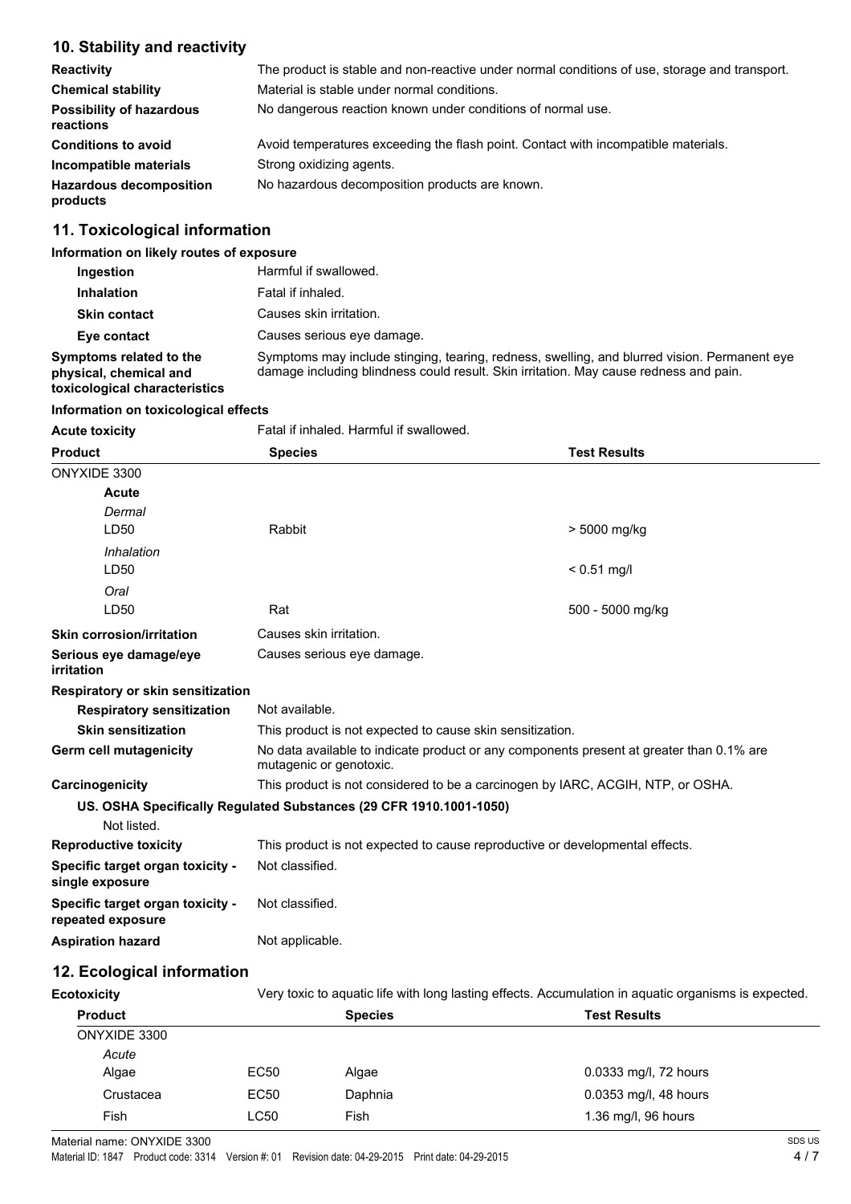## 10. Stability and reactivity

| | |
|---|---|
| **Reactivity** | The product is stable and non-reactive under normal conditions of use, storage and transport. |
| **Chemical stability** | Material is stable under normal conditions. |
| **Possibility of hazardous reactions** | No dangerous reaction known under conditions of normal use. |
| **Conditions to avoid** | Avoid temperatures exceeding the flash point. Contact with incompatible materials. |
| **Incompatible materials** | Strong oxidizing agents. |
| **Hazardous decomposition products** | No hazardous decomposition products are known. |

## 11. Toxicological information

### Information on likely routes of exposure

| | |
|---|---|
| **Ingestion** | Harmful if swallowed. |
| **Inhalation** | Fatal if inhaled. |
| **Skin contact** | Causes skin irritation. |
| **Eye contact** | Causes serious eye damage. |
| **Symptoms related to the physical, chemical and toxicological characteristics** | Symptoms may include stinging, tearing, redness, swelling, and blurred vision. Permanent eye damage including blindness could result. Skin irritation. May cause redness and pain. |

### Information on toxicological effects

**Acute toxicity** Fatal if inhaled. Harmful if swallowed.

| Product | Species | Test Results |
|---|---|---|
| ONYXIDE 3300 | | |
| **Acute** | | |
| *Dermal* | | |
| LD50 | Rabbit | > 5000 mg/kg |
| *Inhalation* | | |
| LD50 | | < 0.51 mg/l |
| *Oral* | | |
| LD50 | Rat | 500 - 5000 mg/kg |

| | |
|---|---|
| **Skin corrosion/irritation** | Causes skin irritation. |
| **Serious eye damage/eye irritation** | Causes serious eye damage. |
| **Respiratory or skin sensitization** | |
| **Respiratory sensitization** | Not available. |
| **Skin sensitization** | This product is not expected to cause skin sensitization. |
| **Germ cell mutagenicity** | No data available to indicate product or any components present at greater than 0.1% are mutagenic or genotoxic. |
| **Carcinogenicity** | This product is not considered to be a carcinogen by IARC, ACGIH, NTP, or OSHA. |

**US. OSHA Specifically Regulated Substances (29 CFR 1910.1001-1050)**

Not listed.

| | |
|---|---|
| **Reproductive toxicity** | This product is not expected to cause reproductive or developmental effects. |
| **Specific target organ toxicity - single exposure** | Not classified. |
| **Specific target organ toxicity - repeated exposure** | Not classified. |
| **Aspiration hazard** | Not applicable. |

## 12. Ecological information

**Ecotoxicity** Very toxic to aquatic life with long lasting effects. Accumulation in aquatic organisms is expected.

| Product | | Species | Test Results |
|---|---|---|---|
| ONYXIDE 3300 | | | |
| *Acute* | | | |
| Algae | EC50 | Algae | 0.0333 mg/l, 72 hours |
| Crustacea | EC50 | Daphnia | 0.0353 mg/l, 48 hours |
| Fish | LC50 | Fish | 1.36 mg/l, 96 hours |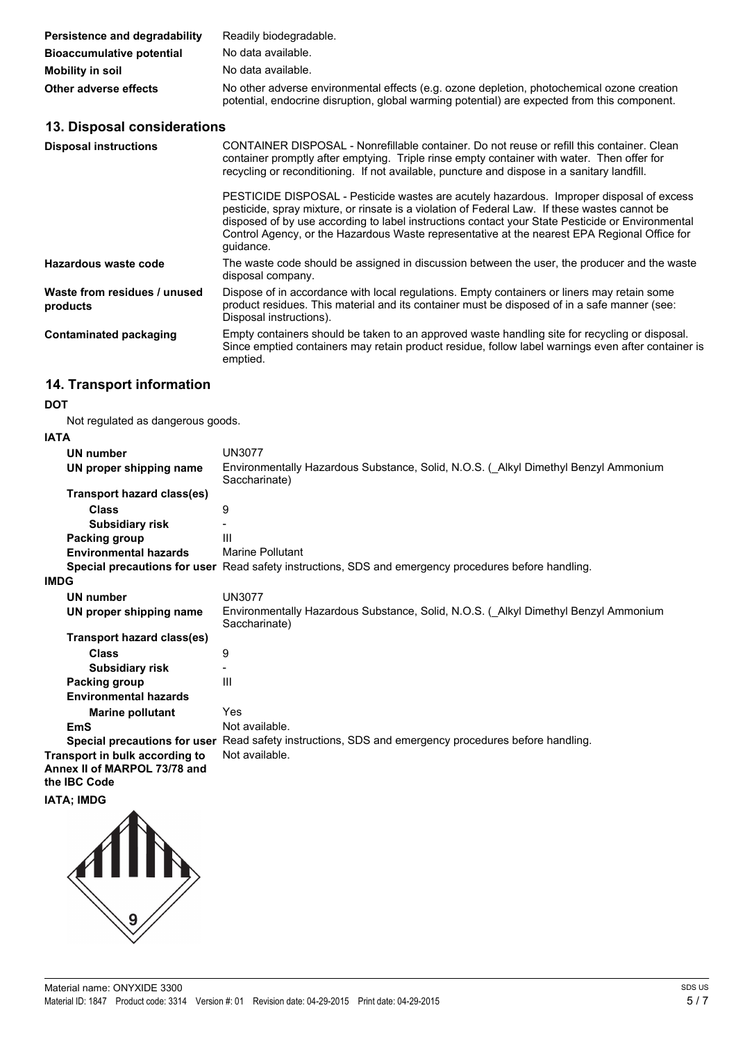| | |
|---|---|
| **Persistence and degradability** | Readily biodegradable. |
| **Bioaccumulative potential** | No data available. |
| **Mobility in soil** | No data available. |
| **Other adverse effects** | No other adverse environmental effects (e.g. ozone depletion, photochemical ozone creation potential, endocrine disruption, global warming potential) are expected from this component. |

## 13. Disposal considerations

| | |
|---|---|
| **Disposal instructions** | CONTAINER DISPOSAL - Nonrefillable container. Do not reuse or refill this container. Clean container promptly after emptying. Triple rinse empty container with water. Then offer for recycling or reconditioning. If not available, puncture and dispose in a sanitary landfill.<br><br>PESTICIDE DISPOSAL - Pesticide wastes are acutely hazardous. Improper disposal of excess pesticide, spray mixture, or rinsate is a violation of Federal Law. If these wastes cannot be disposed of by use according to label instructions contact your State Pesticide or Environmental Control Agency, or the Hazardous Waste representative at the nearest EPA Regional Office for guidance. |
| **Hazardous waste code** | The waste code should be assigned in discussion between the user, the producer and the waste disposal company. |
| **Waste from residues / unused products** | Dispose of in accordance with local regulations. Empty containers or liners may retain some product residues. This material and its container must be disposed of in a safe manner (see: Disposal instructions). |
| **Contaminated packaging** | Empty containers should be taken to an approved waste handling site for recycling or disposal. Since emptied containers may retain product residue, follow label warnings even after container is emptied. |

## 14. Transport information

**DOT**

Not regulated as dangerous goods.

**IATA**

| | |
|---|---|
| **UN number** | UN3077 |
| **UN proper shipping name** | Environmentally Hazardous Substance, Solid, N.O.S. (_Alkyl Dimethyl Benzyl Ammonium Saccharinate) |
| **Transport hazard class(es)** | |
| **Class** | 9 |
| **Subsidiary risk** | - |
| **Packing group** | III |
| **Environmental hazards** | Marine Pollutant |
| **Special precautions for user** | Read safety instructions, SDS and emergency procedures before handling. |

**IMDG**

| | |
|---|---|
| **UN number** | UN3077 |
| **UN proper shipping name** | Environmentally Hazardous Substance, Solid, N.O.S. (_Alkyl Dimethyl Benzyl Ammonium Saccharinate) |
| **Transport hazard class(es)** | |
| **Class** | 9 |
| **Subsidiary risk** | - |
| **Packing group** | III |
| **Environmental hazards** | |
| **Marine pollutant** | Yes |
| **EmS** | Not available. |
| **Special precautions for user** | Read safety instructions, SDS and emergency procedures before handling. |
| **Transport in bulk according to Annex II of MARPOL 73/78 and the IBC Code** | Not available. |

**IATA; IMDG**

Material name: ONYXIDE 3300

Material ID: 1847 Product code: 3314 Version #: 01 Revision date: 04-29-2015 Print date: 04-29-2015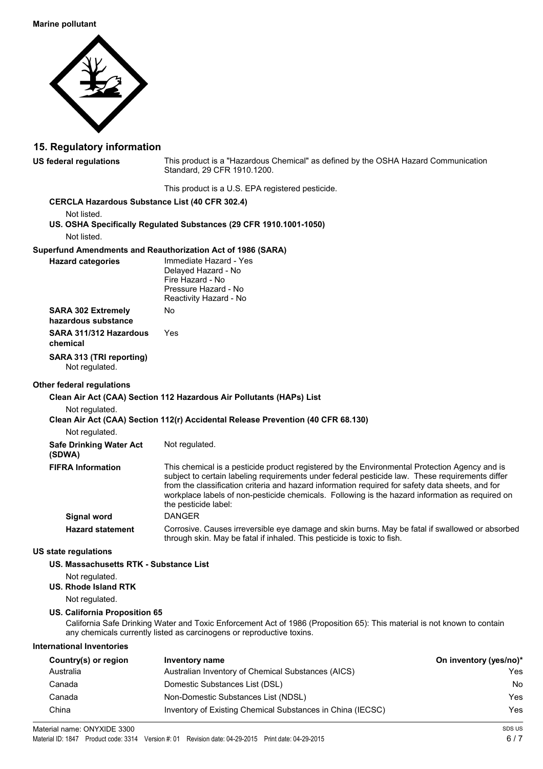**Marine pollutant**

## 15. Regulatory information

**US federal regulations**

This product is a "Hazardous Chemical" as defined by the OSHA Hazard Communication Standard, 29 CFR 1910.1200.

This product is a U.S. EPA registered pesticide.

**CERCLA Hazardous Substance List (40 CFR 302.4)**

Not listed.

**US. OSHA Specifically Regulated Substances (29 CFR 1910.1001-1050)**

Not listed.

**Superfund Amendments and Reauthorization Act of 1986 (SARA)**

**Hazard categories**

Immediate Hazard - Yes
Delayed Hazard - No
Fire Hazard - No
Pressure Hazard - No
Reactivity Hazard - No

**SARA 302 Extremely hazardous substance**

No

**SARA 311/312 Hazardous chemical**

Yes

**SARA 313 (TRI reporting)**

Not regulated.

**Other federal regulations**

**Clean Air Act (CAA) Section 112 Hazardous Air Pollutants (HAPs) List**

Not regulated.

**Clean Air Act (CAA) Section 112(r) Accidental Release Prevention (40 CFR 68.130)**

Not regulated.

**Safe Drinking Water Act (SDWA)**

Not regulated.

**FIFRA Information**

This chemical is a pesticide product registered by the Environmental Protection Agency and is subject to certain labeling requirements under federal pesticide law. These requirements differ from the classification criteria and hazard information required for safety data sheets, and for workplace labels of non-pesticide chemicals. Following is the hazard information as required on the pesticide label:

**Signal word**

DANGER

**Hazard statement**

Corrosive. Causes irreversible eye damage and skin burns. May be fatal if swallowed or absorbed through skin. May be fatal if inhaled. This pesticide is toxic to fish.

**US state regulations**

**US. Massachusetts RTK - Substance List**

Not regulated.

**US. Rhode Island RTK**

Not regulated.

**US. California Proposition 65**

California Safe Drinking Water and Toxic Enforcement Act of 1986 (Proposition 65): This material is not known to contain any chemicals currently listed as carcinogens or reproductive toxins.

**International Inventories**

| Country(s) or region | Inventory name | On inventory (yes/no)* |
|---|---|---|
| Australia | Australian Inventory of Chemical Substances (AICS) | Yes |
| Canada | Domestic Substances List (DSL) | No |
| Canada | Non-Domestic Substances List (NDSL) | Yes |
| China | Inventory of Existing Chemical Substances in China (IECSC) | Yes |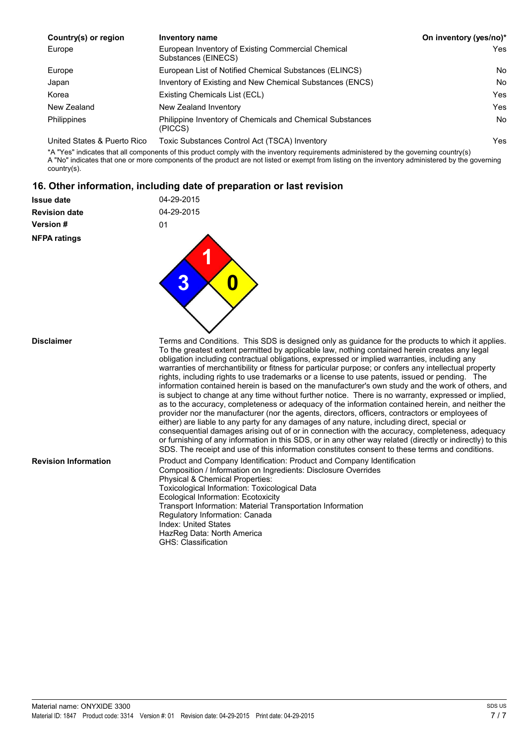| Country(s) or region | Inventory name | On inventory (yes/no)* |
|---|---|---|
| Europe | European Inventory of Existing Commercial Chemical Substances (EINECS) | Yes |
| Europe | European List of Notified Chemical Substances (ELINCS) | No |
| Japan | Inventory of Existing and New Chemical Substances (ENCS) | No |
| Korea | Existing Chemicals List (ECL) | Yes |
| New Zealand | New Zealand Inventory | Yes |
| Philippines | Philippine Inventory of Chemicals and Chemical Substances (PICCS) | No |
| United States & Puerto Rico | Toxic Substances Control Act (TSCA) Inventory | Yes |

*A "Yes" indicates that all components of this product comply with the inventory requirements administered by the governing country(s)
A "No" indicates that one or more components of the product are not listed or exempt from listing on the inventory administered by the governing country(s).

## 16. Other information, including date of preparation or last revision

**Issue date** 04-29-2015

**Revision date** 04-29-2015

**Version #** 01

**NFPA ratings**

Health: 3
Flammability: 1
Instability: 0

**Disclaimer**

Terms and Conditions. This SDS is designed only as guidance for the products to which it applies. To the greatest extent permitted by applicable law, nothing contained herein creates any legal obligation including contractual obligations, expressed or implied warranties, including any warranties of merchantibility or fitness for particular purpose; or confers any intellectual property rights, including rights to use trademarks or a license to use patents, issued or pending. The information contained herein is based on the manufacturer's own study and the work of others, and is subject to change at any time without further notice. There is no warranty, expressed or implied, as to the accuracy, completeness or adequacy of the information contained herein, and neither the provider nor the manufacturer (nor the agents, directors, officers, contractors or employees of either) are liable to any party for any damages of any nature, including direct, special or consequential damages arising out of or in connection with the accuracy, completeness, adequacy or furnishing of any information in this SDS, or in any other way related (directly or indirectly) to this SDS. The receipt and use of this information constitutes consent to these terms and conditions.

**Revision Information**

Product and Company Identification: Product and Company Identification
Composition / Information on Ingredients: Disclosure Overrides
Physical & Chemical Properties:
Toxicological Information: Toxicological Data
Ecological Information: Ecotoxicity
Transport Information: Material Transportation Information
Regulatory Information: Canada
Index: United States
HazReg Data: North America
GHS: Classification